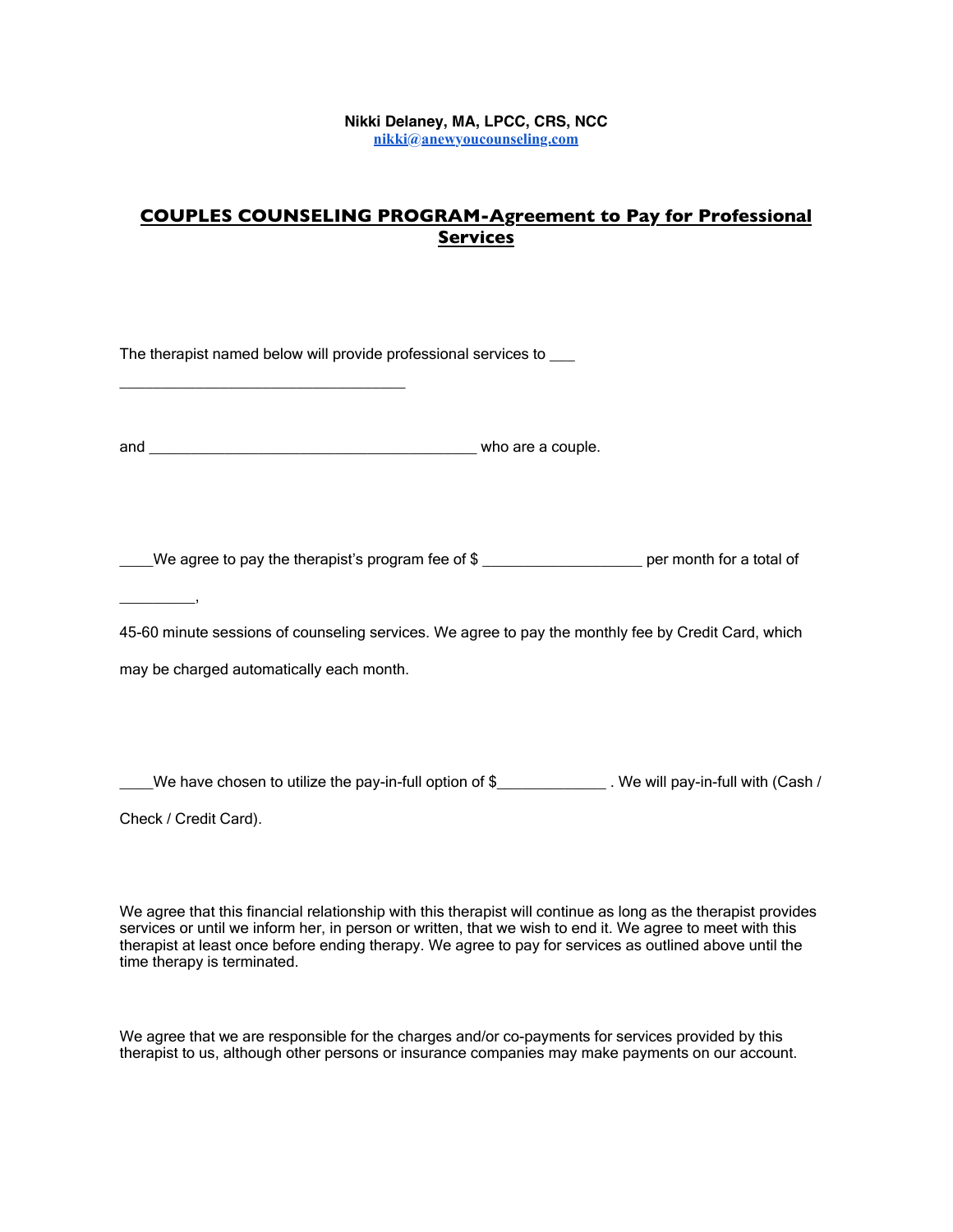**Nikki Delaney, MA, LPCC, CRS, NCC**
[nikki@anewyoucounseling.com](mailto:nikki@anewyoucounseling.com)

## COUPLES COUNSELING PROGRAM-Agreement to Pay for Professional Services

The therapist named below will provide professional services to ___

___________________________________

and ________________________________________ who are a couple.

____We agree to pay the therapist's program fee of $ ____________________ per month for a total of

_________,

45-60 minute sessions of counseling services. We agree to pay the monthly fee by Credit Card, which may be charged automatically each month.

____We have chosen to utilize the pay-in-full option of $_____________ . We will pay-in-full with (Cash / Check / Credit Card).

We agree that this financial relationship with this therapist will continue as long as the therapist provides services or until we inform her, in person or written, that we wish to end it. We agree to meet with this therapist at least once before ending therapy. We agree to pay for services as outlined above until the time therapy is terminated.

We agree that we are responsible for the charges and/or co-payments for services provided by this therapist to us, although other persons or insurance companies may make payments on our account.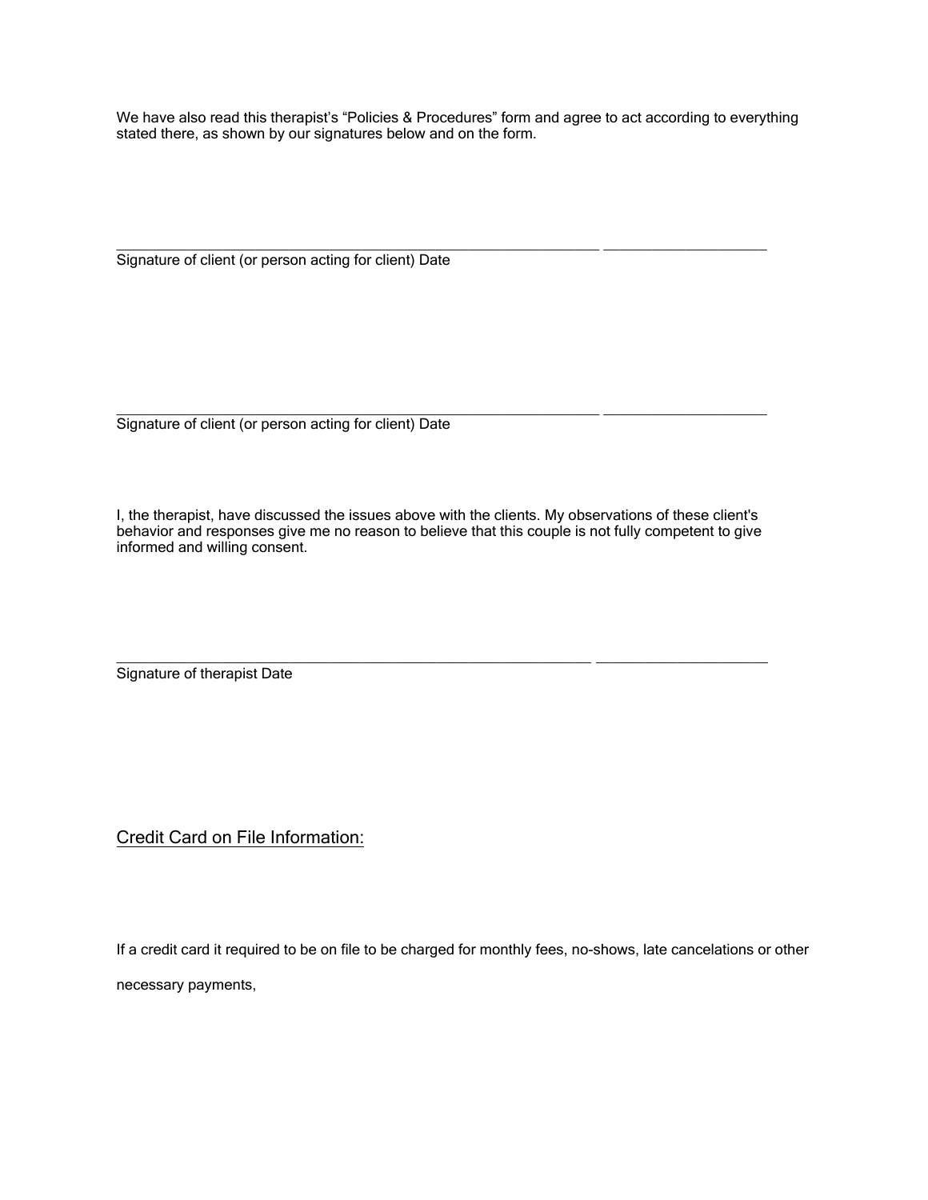We have also read this therapist's "Policies & Procedures" form and agree to act according to everything stated there, as shown by our signatures below and on the form.

\_\_\_\_\_\_\_\_\_\_\_\_\_\_\_\_\_\_\_\_\_\_\_\_\_\_\_\_\_\_\_\_\_\_\_\_\_\_\_\_\_\_\_\_\_\_\_\_\_\_\_\_\_ \_\_\_\_\_\_\_\_\_\_\_\_\_\_\_\_\_\_\_\_

Signature of client (or person acting for client) Date

\_\_\_\_\_\_\_\_\_\_\_\_\_\_\_\_\_\_\_\_\_\_\_\_\_\_\_\_\_\_\_\_\_\_\_\_\_\_\_\_\_\_\_\_\_\_\_\_\_\_\_\_\_ \_\_\_\_\_\_\_\_\_\_\_\_\_\_\_\_\_\_\_\_

Signature of client (or person acting for client) Date

I, the therapist, have discussed the issues above with the clients. My observations of these client's behavior and responses give me no reason to believe that this couple is not fully competent to give informed and willing consent.

\_\_\_\_\_\_\_\_\_\_\_\_\_\_\_\_\_\_\_\_\_\_\_\_\_\_\_\_\_\_\_\_\_\_\_\_\_\_\_\_\_\_\_\_\_\_\_\_\_\_\_\_\_ \_\_\_\_\_\_\_\_\_\_\_\_\_\_\_\_\_\_\_\_

Signature of therapist Date

## Credit Card on File Information:

If a credit card it required to be on file to be charged for monthly fees, no-shows, late cancelations or other necessary payments,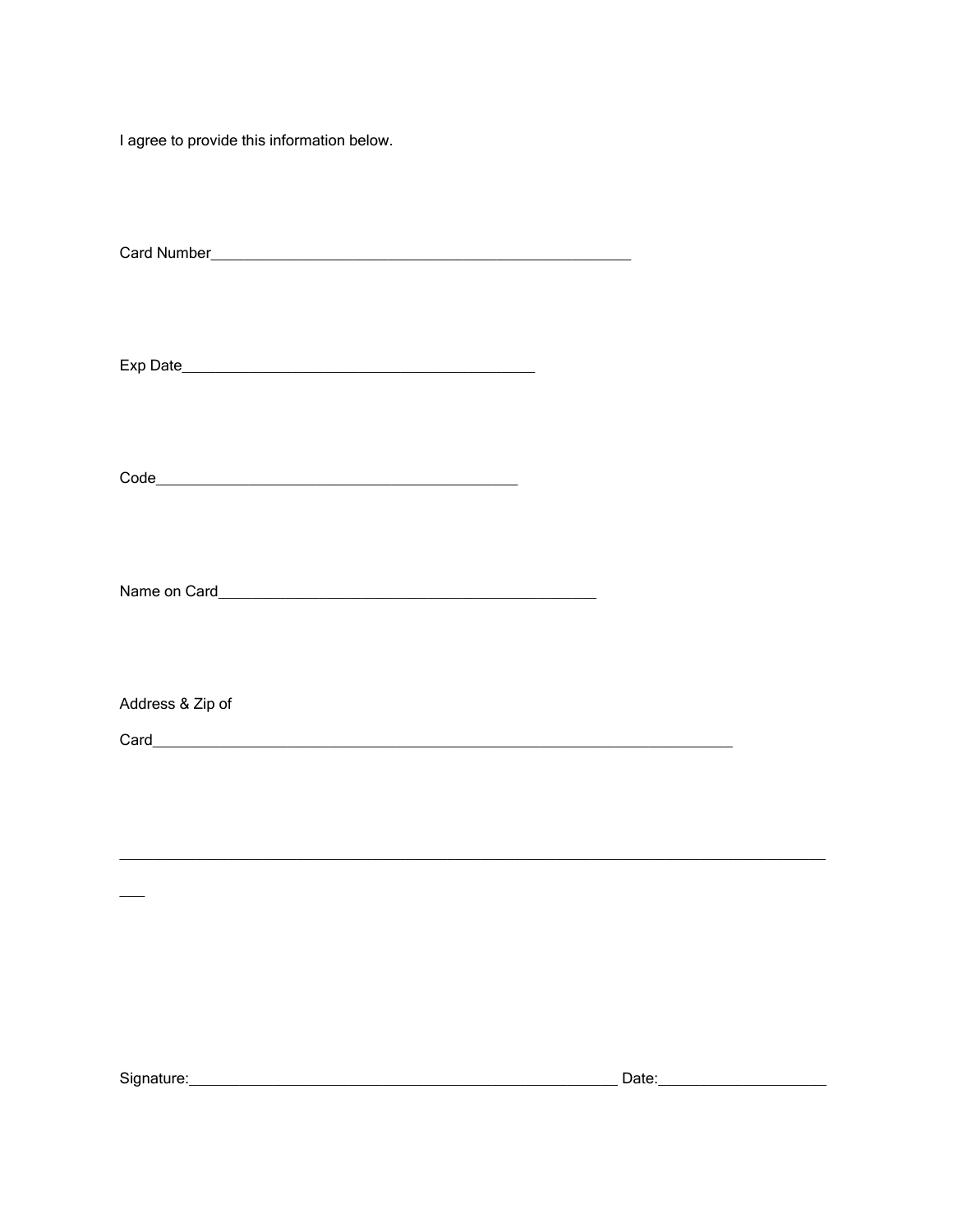I agree to provide this information below.

Card Number_____________________________________________________

Exp Date_____________________________________________

Code______________________________________________

Name on Card________________________________________________

Address & Zip of

Card__________________________________________________________________________

_____________________________________________________________________________________________

___

Signature:_______________________________________________________ Date:_____________________